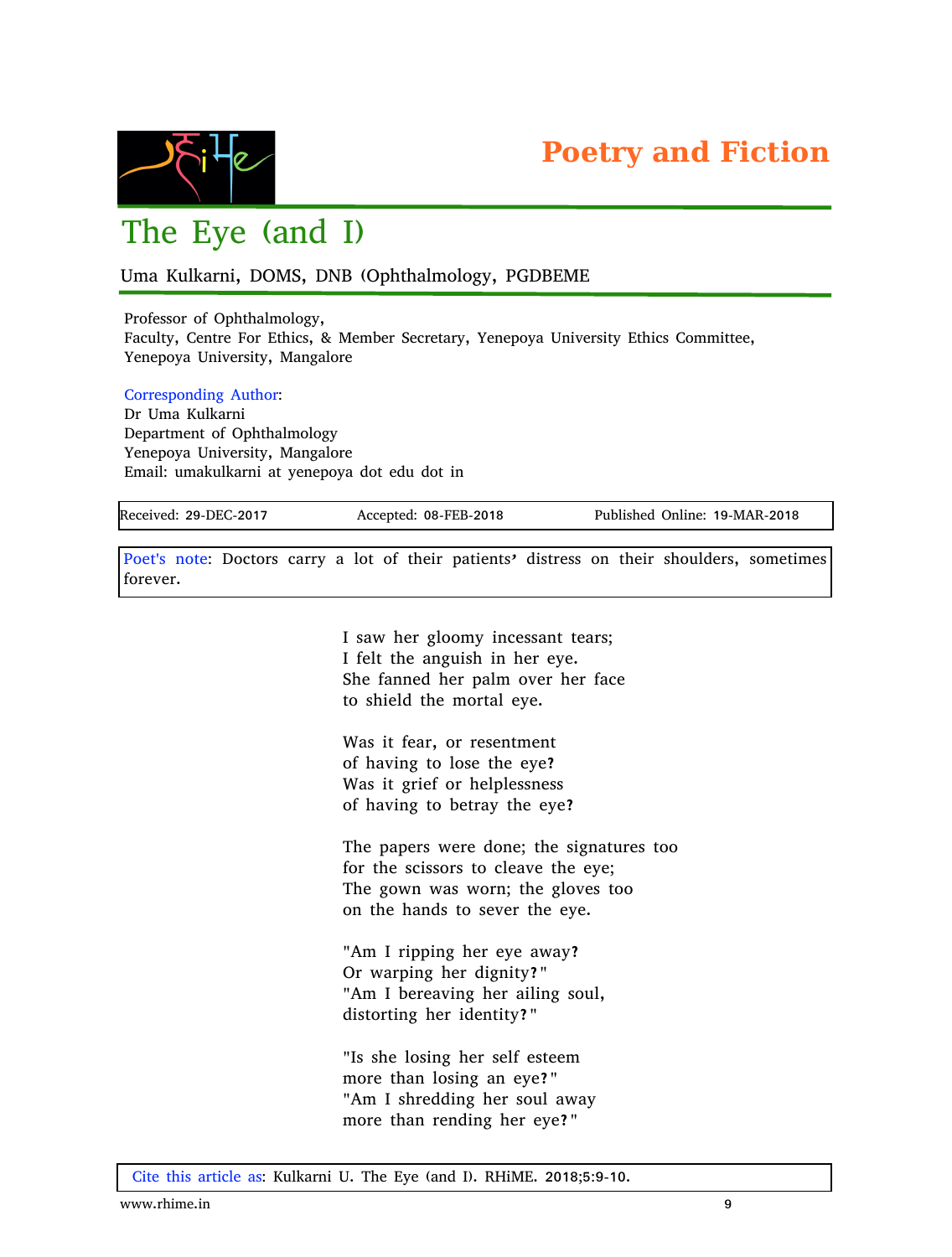Poetry and Fiction

# The Eye (and I)

Uma Kulkarni, DOMS, DNB (Ophthalmology, PGDBEME

Professor of Ophthalmology,
Faculty, Centre For Ethics, & Member Secretary, Yenepoya University Ethics Committee,
Yenepoya University, Mangalore

Corresponding Author:
Dr Uma Kulkarni
Department of Ophthalmology
Yenepoya University, Mangalore
Email: umakulkarni at yenepoya dot edu dot in

| Received: 29-DEC-2017 | Accepted: 08-FEB-2018 | Published Online: 19-MAR-2018 |
|---|---|---|

Poet's note: Doctors carry a lot of their patients' distress on their shoulders, sometimes forever.

I saw her gloomy incessant tears;
I felt the anguish in her eye.
She fanned her palm over her face
to shield the mortal eye.

Was it fear, or resentment
of having to lose the eye?
Was it grief or helplessness
of having to betray the eye?

The papers were done; the signatures too
for the scissors to cleave the eye;
The gown was worn; the gloves too
on the hands to sever the eye.

"Am I ripping her eye away?
Or warping her dignity?"
"Am I bereaving her ailing soul,
distorting her identity?"

"Is she losing her self esteem
more than losing an eye?"
"Am I shredding her soul away
more than rending her eye?"

Cite this article as: Kulkarni U. The Eye (and I). RHiME. 2018;5:9-10.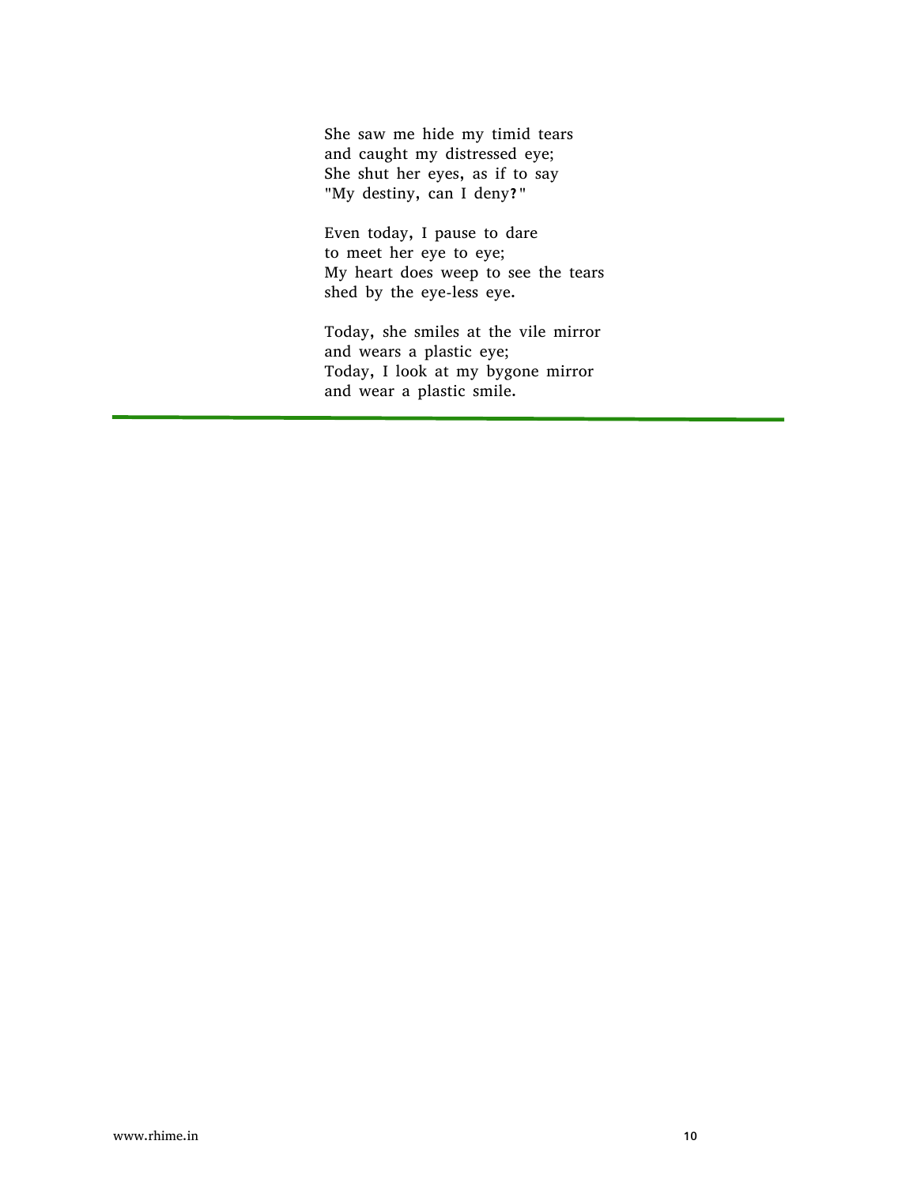She saw me hide my timid tears  
and caught my distressed eye;  
She shut her eyes, as if to say  
"My destiny, can I deny?"

Even today, I pause to dare  
to meet her eye to eye;  
My heart does weep to see the tears  
shed by the eye-less eye.

Today, she smiles at the vile mirror  
and wears a plastic eye;  
Today, I look at my bygone mirror  
and wear a plastic smile.

---